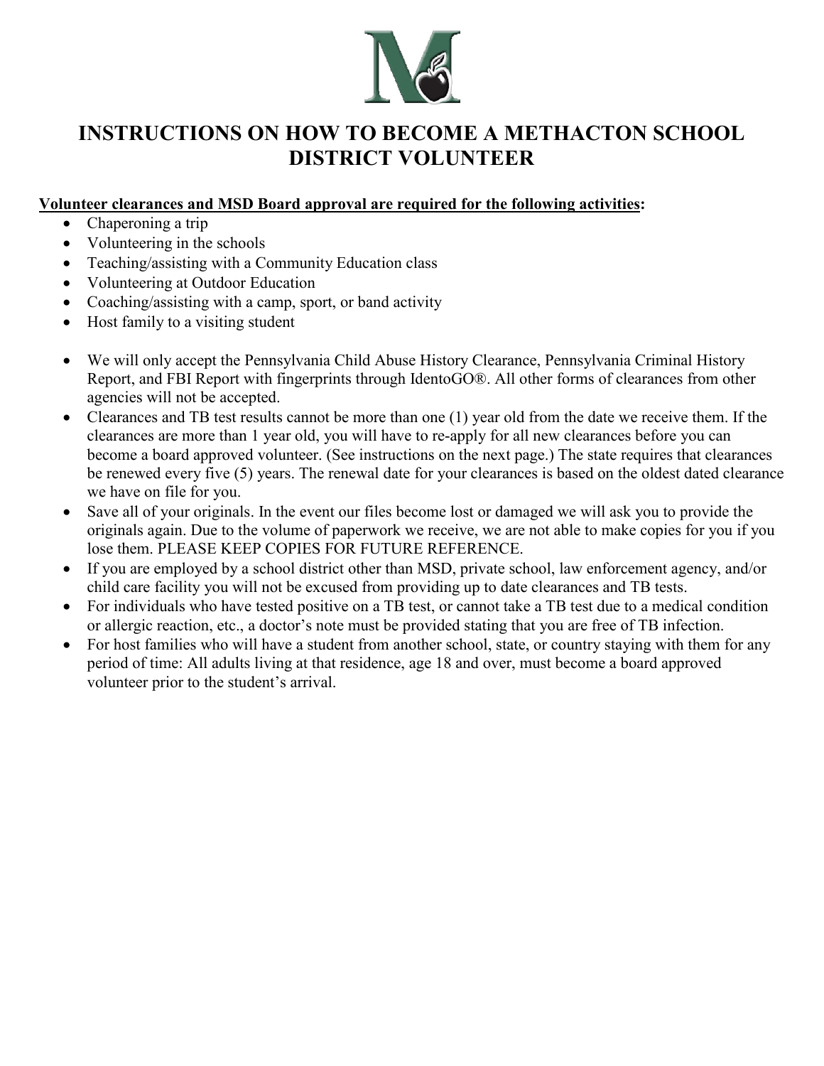# INSTRUCTIONS ON HOW TO BECOME A METHACTON SCHOOL DISTRICT VOLUNTEER

**Volunteer clearances and MSD Board approval are required for the following activities:**

- Chaperoning a trip
- Volunteering in the schools
- Teaching/assisting with a Community Education class
- Volunteering at Outdoor Education
- Coaching/assisting with a camp, sport, or band activity
- Host family to a visiting student

- We will only accept the Pennsylvania Child Abuse History Clearance, Pennsylvania Criminal History Report, and FBI Report with fingerprints through IdentoGO®. All other forms of clearances from other agencies will not be accepted.
- Clearances and TB test results cannot be more than one (1) year old from the date we receive them. If the clearances are more than 1 year old, you will have to re-apply for all new clearances before you can become a board approved volunteer. (See instructions on the next page.) The state requires that clearances be renewed every five (5) years. The renewal date for your clearances is based on the oldest dated clearance we have on file for you.
- Save all of your originals. In the event our files become lost or damaged we will ask you to provide the originals again. Due to the volume of paperwork we receive, we are not able to make copies for you if you lose them. PLEASE KEEP COPIES FOR FUTURE REFERENCE.
- If you are employed by a school district other than MSD, private school, law enforcement agency, and/or child care facility you will not be excused from providing up to date clearances and TB tests.
- For individuals who have tested positive on a TB test, or cannot take a TB test due to a medical condition or allergic reaction, etc., a doctor's note must be provided stating that you are free of TB infection.
- For host families who will have a student from another school, state, or country staying with them for any period of time: All adults living at that residence, age 18 and over, must become a board approved volunteer prior to the student's arrival.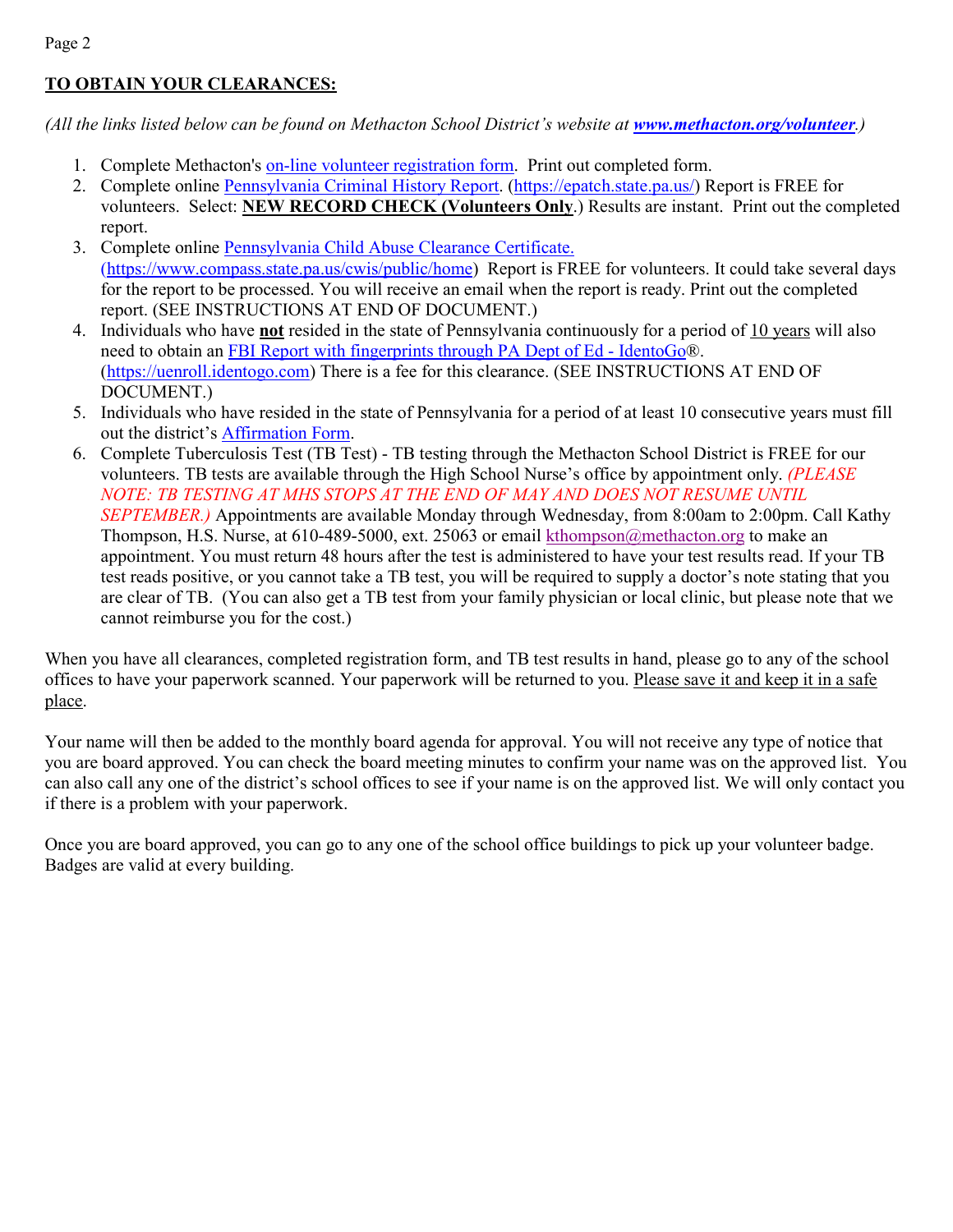## TO OBTAIN YOUR CLEARANCES:

*(All the links listed below can be found on Methacton School District's website at* ***www.methacton.org/volunteer****.)*

1. Complete Methacton's on-line volunteer registration form. Print out completed form.
2. Complete online Pennsylvania Criminal History Report. (https://epatch.state.pa.us/) Report is FREE for volunteers. Select: **NEW RECORD CHECK (Volunteers Only**.) Results are instant. Print out the completed report.
3. Complete online Pennsylvania Child Abuse Clearance Certificate. (https://www.compass.state.pa.us/cwis/public/home) Report is FREE for volunteers. It could take several days for the report to be processed. You will receive an email when the report is ready. Print out the completed report. (SEE INSTRUCTIONS AT END OF DOCUMENT.)
4. Individuals who have **not** resided in the state of Pennsylvania continuously for a period of 10 years will also need to obtain an FBI Report with fingerprints through PA Dept of Ed - IdentoGo®. (https://uenroll.identogo.com) There is a fee for this clearance. (SEE INSTRUCTIONS AT END OF DOCUMENT.)
5. Individuals who have resided in the state of Pennsylvania for a period of at least 10 consecutive years must fill out the district's Affirmation Form.
6. Complete Tuberculosis Test (TB Test) - TB testing through the Methacton School District is FREE for our volunteers. TB tests are available through the High School Nurse's office by appointment only. *(PLEASE NOTE: TB TESTING AT MHS STOPS AT THE END OF MAY AND DOES NOT RESUME UNTIL SEPTEMBER.)* Appointments are available Monday through Wednesday, from 8:00am to 2:00pm. Call Kathy Thompson, H.S. Nurse, at 610-489-5000, ext. 25063 or email kthompson@methacton.org to make an appointment. You must return 48 hours after the test is administered to have your test results read. If your TB test reads positive, or you cannot take a TB test, you will be required to supply a doctor's note stating that you are clear of TB. (You can also get a TB test from your family physician or local clinic, but please note that we cannot reimburse you for the cost.)

When you have all clearances, completed registration form, and TB test results in hand, please go to any of the school offices to have your paperwork scanned. Your paperwork will be returned to you. Please save it and keep it in a safe place.

Your name will then be added to the monthly board agenda for approval. You will not receive any type of notice that you are board approved. You can check the board meeting minutes to confirm your name was on the approved list. You can also call any one of the district's school offices to see if your name is on the approved list. We will only contact you if there is a problem with your paperwork.

Once you are board approved, you can go to any one of the school office buildings to pick up your volunteer badge. Badges are valid at every building.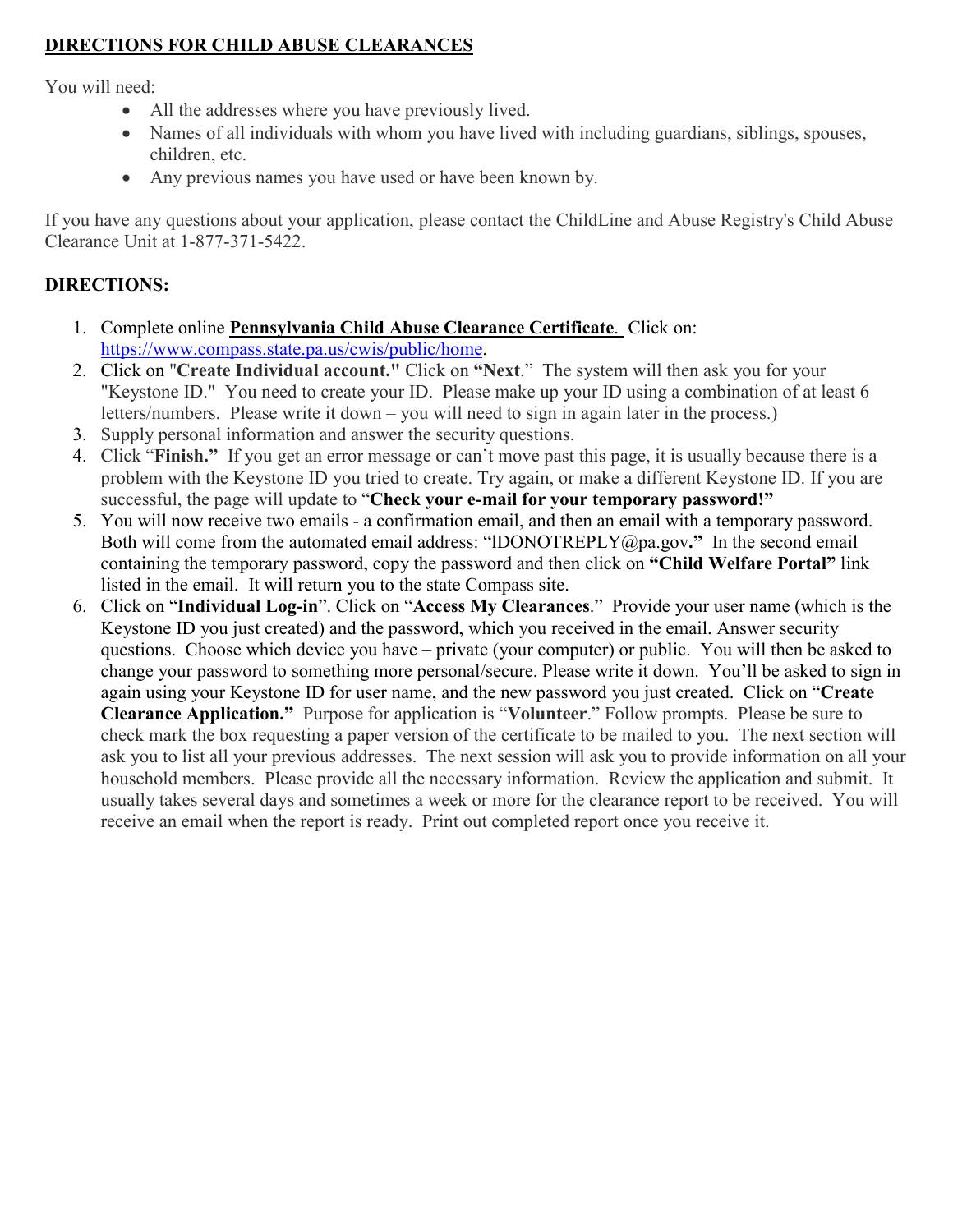## DIRECTIONS FOR CHILD ABUSE CLEARANCES

You will need:

- All the addresses where you have previously lived.
- Names of all individuals with whom you have lived with including guardians, siblings, spouses, children, etc.
- Any previous names you have used or have been known by.

If you have any questions about your application, please contact the ChildLine and Abuse Registry's Child Abuse Clearance Unit at 1-877-371-5422.

**DIRECTIONS:**

1. Complete online **Pennsylvania Child Abuse Clearance Certificate**. Click on: https://www.compass.state.pa.us/cwis/public/home.
2. Click on "**Create Individual account."** Click on **"Next**." The system will then ask you for your "Keystone ID." You need to create your ID. Please make up your ID using a combination of at least 6 letters/numbers. Please write it down – you will need to sign in again later in the process.)
3. Supply personal information and answer the security questions.
4. Click "**Finish."** If you get an error message or can't move past this page, it is usually because there is a problem with the Keystone ID you tried to create. Try again, or make a different Keystone ID. If you are successful, the page will update to "**Check your e-mail for your temporary password!"**
5. You will now receive two emails - a confirmation email, and then an email with a temporary password. Both will come from the automated email address: "lDONOTREPLY@pa.gov**."** In the second email containing the temporary password, copy the password and then click on **"Child Welfare Portal"** link listed in the email. It will return you to the state Compass site.
6. Click on "**Individual Log-in**". Click on "**Access My Clearances**." Provide your user name (which is the Keystone ID you just created) and the password, which you received in the email. Answer security questions. Choose which device you have – private (your computer) or public. You will then be asked to change your password to something more personal/secure. Please write it down. You'll be asked to sign in again using your Keystone ID for user name, and the new password you just created. Click on "**Create Clearance Application."** Purpose for application is "**Volunteer**." Follow prompts. Please be sure to check mark the box requesting a paper version of the certificate to be mailed to you. The next section will ask you to list all your previous addresses. The next session will ask you to provide information on all your household members. Please provide all the necessary information. Review the application and submit. It usually takes several days and sometimes a week or more for the clearance report to be received. You will receive an email when the report is ready. Print out completed report once you receive it.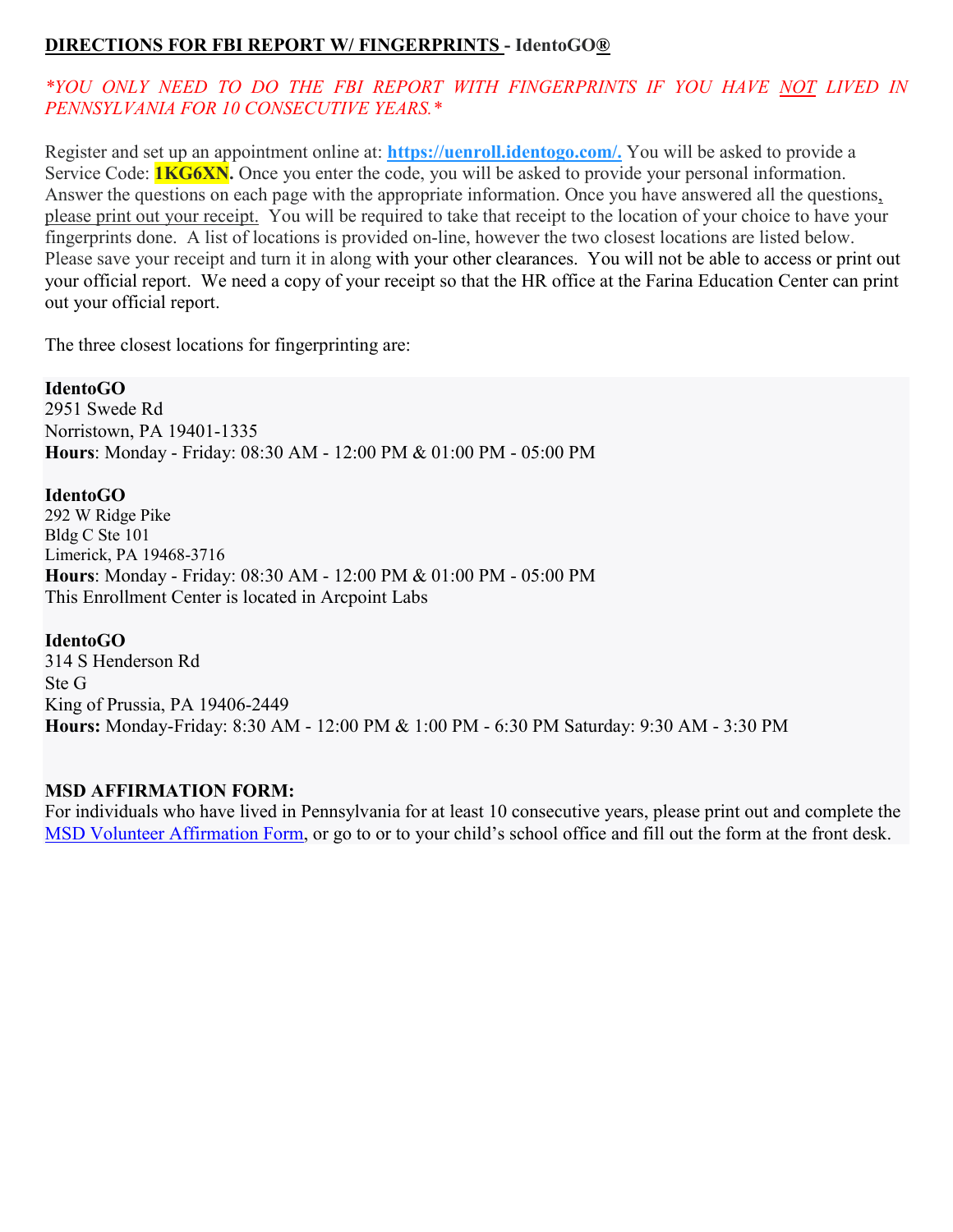## DIRECTIONS FOR FBI REPORT W/ FINGERPRINTS - IdentoGO®

*\*YOU ONLY NEED TO DO THE FBI REPORT WITH FINGERPRINTS IF YOU HAVE NOT LIVED IN PENNSYLVANIA FOR 10 CONSECUTIVE YEARS.\**

Register and set up an appointment online at: **https://uenroll.identogo.com/.** You will be asked to provide a Service Code: **1KG6XN.** Once you enter the code, you will be asked to provide your personal information. Answer the questions on each page with the appropriate information. Once you have answered all the questions, please print out your receipt. You will be required to take that receipt to the location of your choice to have your fingerprints done. A list of locations is provided on-line, however the two closest locations are listed below. Please save your receipt and turn it in along with your other clearances. You will not be able to access or print out your official report. We need a copy of your receipt so that the HR office at the Farina Education Center can print out your official report.

The three closest locations for fingerprinting are:

**IdentoGO**
2951 Swede Rd
Norristown, PA 19401-1335
**Hours**: Monday - Friday: 08:30 AM - 12:00 PM & 01:00 PM - 05:00 PM

**IdentoGO**
292 W Ridge Pike
Bldg C Ste 101
Limerick, PA 19468-3716
**Hours**: Monday - Friday: 08:30 AM - 12:00 PM & 01:00 PM - 05:00 PM
This Enrollment Center is located in Arcpoint Labs

**IdentoGO**
314 S Henderson Rd
Ste G
King of Prussia, PA 19406-2449
**Hours:** Monday-Friday: 8:30 AM - 12:00 PM & 1:00 PM - 6:30 PM Saturday: 9:30 AM - 3:30 PM

**MSD AFFIRMATION FORM:**
For individuals who have lived in Pennsylvania for at least 10 consecutive years, please print out and complete the MSD Volunteer Affirmation Form, or go to or to your child's school office and fill out the form at the front desk.